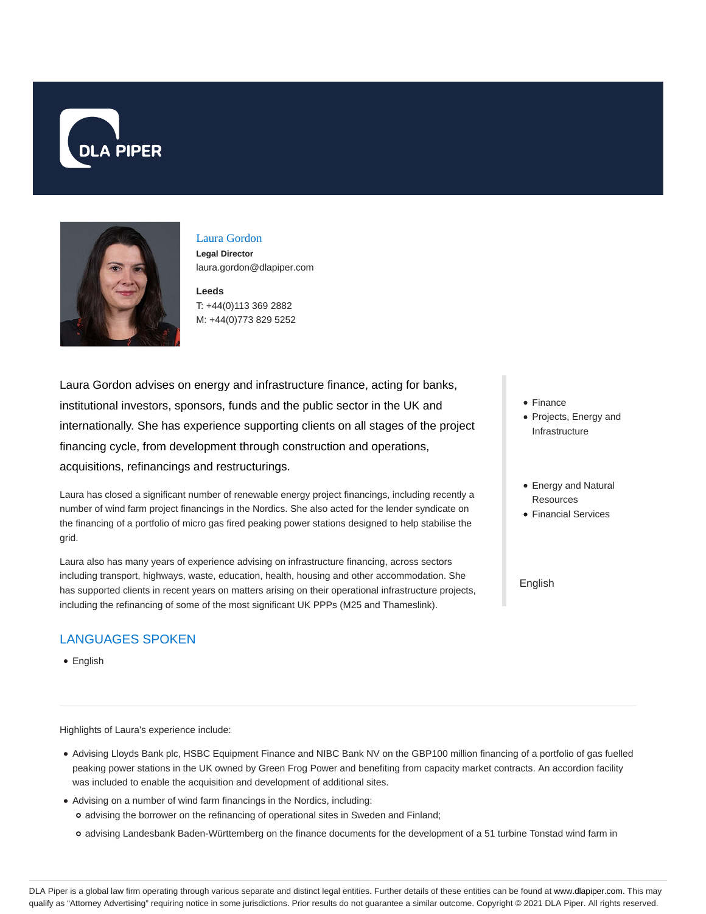DLA PIPER

# Laura Gordon

**Legal Director**
laura.gordon@dlapiper.com

**Leeds**
T: +44(0)113 369 2882
M: +44(0)773 829 5252

Laura Gordon advises on energy and infrastructure finance, acting for banks, institutional investors, sponsors, funds and the public sector in the UK and internationally. She has experience supporting clients on all stages of the project financing cycle, from development through construction and operations, acquisitions, refinancings and restructurings.

Laura has closed a significant number of renewable energy project financings, including recently a number of wind farm project financings in the Nordics. She also acted for the lender syndicate on the financing of a portfolio of micro gas fired peaking power stations designed to help stabilise the grid.

Laura also has many years of experience advising on infrastructure financing, across sectors including transport, highways, waste, education, health, housing and other accommodation. She has supported clients in recent years on matters arising on their operational infrastructure projects, including the refinancing of some of the most significant UK PPPs (M25 and Thameslink).

- Finance
- Projects, Energy and Infrastructure

- Energy and Natural Resources
- Financial Services

English

## LANGUAGES SPOKEN

- English

Highlights of Laura's experience include:

- Advising Lloyds Bank plc, HSBC Equipment Finance and NIBC Bank NV on the GBP100 million financing of a portfolio of gas fuelled peaking power stations in the UK owned by Green Frog Power and benefiting from capacity market contracts. An accordion facility was included to enable the acquisition and development of additional sites.
- Advising on a number of wind farm financings in the Nordics, including:
  - advising the borrower on the refinancing of operational sites in Sweden and Finland;
  - advising Landesbank Baden-Württemberg on the finance documents for the development of a 51 turbine Tonstad wind farm in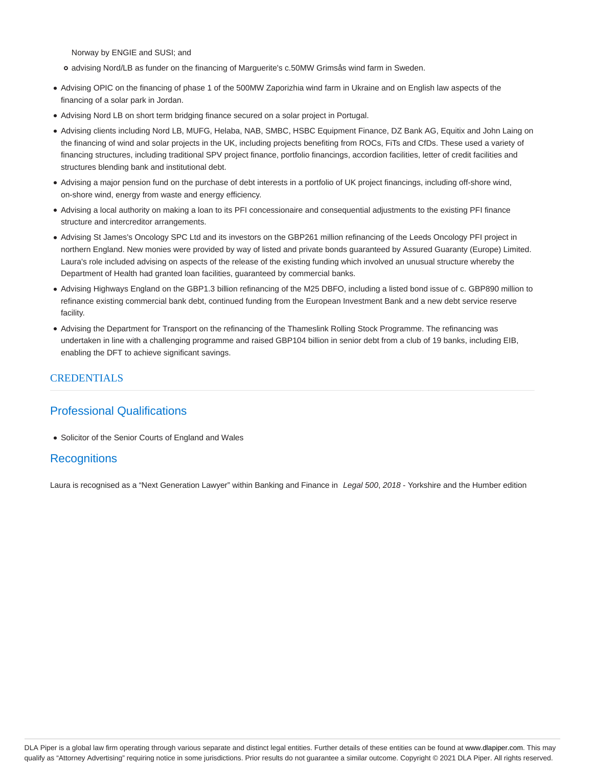- Norway by ENGIE and SUSI; and
  - advising Nord/LB as funder on the financing of Marguerite's c.50MW Grimsås wind farm in Sweden.
- Advising OPIC on the financing of phase 1 of the 500MW Zaporizhia wind farm in Ukraine and on English law aspects of the financing of a solar park in Jordan.
- Advising Nord LB on short term bridging finance secured on a solar project in Portugal.
- Advising clients including Nord LB, MUFG, Helaba, NAB, SMBC, HSBC Equipment Finance, DZ Bank AG, Equitix and John Laing on the financing of wind and solar projects in the UK, including projects benefiting from ROCs, FiTs and CfDs. These used a variety of financing structures, including traditional SPV project finance, portfolio financings, accordion facilities, letter of credit facilities and structures blending bank and institutional debt.
- Advising a major pension fund on the purchase of debt interests in a portfolio of UK project financings, including off-shore wind, on-shore wind, energy from waste and energy efficiency.
- Advising a local authority on making a loan to its PFI concessionaire and consequential adjustments to the existing PFI finance structure and intercreditor arrangements.
- Advising St James's Oncology SPC Ltd and its investors on the GBP261 million refinancing of the Leeds Oncology PFI project in northern England. New monies were provided by way of listed and private bonds guaranteed by Assured Guaranty (Europe) Limited. Laura's role included advising on aspects of the release of the existing funding which involved an unusual structure whereby the Department of Health had granted loan facilities, guaranteed by commercial banks.
- Advising Highways England on the GBP1.3 billion refinancing of the M25 DBFO, including a listed bond issue of c. GBP890 million to refinance existing commercial bank debt, continued funding from the European Investment Bank and a new debt service reserve facility.
- Advising the Department for Transport on the refinancing of the Thameslink Rolling Stock Programme. The refinancing was undertaken in line with a challenging programme and raised GBP104 billion in senior debt from a club of 19 banks, including EIB, enabling the DFT to achieve significant savings.

## CREDENTIALS

### Professional Qualifications

- Solicitor of the Senior Courts of England and Wales

### Recognitions

Laura is recognised as a "Next Generation Lawyer" within Banking and Finance in *Legal 500*, *2018* - Yorkshire and the Humber edition

DLA Piper is a global law firm operating through various separate and distinct legal entities. Further details of these entities can be found at www.dlapiper.com. This may qualify as "Attorney Advertising" requiring notice in some jurisdictions. Prior results do not guarantee a similar outcome. Copyright © 2021 DLA Piper. All rights reserved.